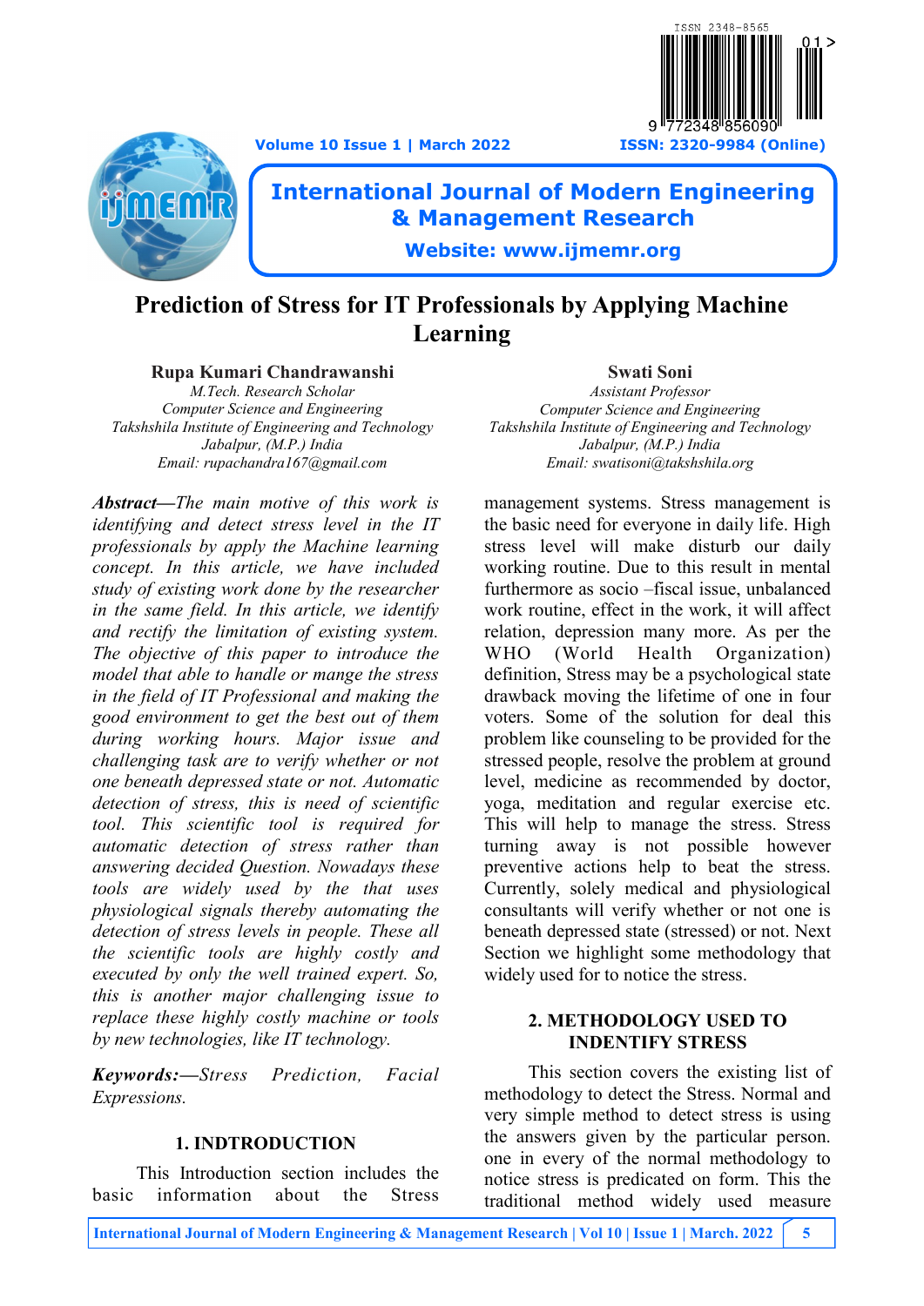# Prediction of Stress for IT Professionals by Applying Machine Learning

**Rupa Kumari Chandrawanshi**
*M.Tech. Research Scholar*
*Computer Science and Engineering*
*Takshshila Institute of Engineering and Technology*
*Jabalpur, (M.P.) India*
*Email: rupachandra167@gmail.com*

**Swati Soni**
*Assistant Professor*
*Computer Science and Engineering*
*Takshshila Institute of Engineering and Technology*
*Jabalpur, (M.P.) India*
*Email: swatisoni@takshshila.org*

***Abstract—****The main motive of this work is identifying and detect stress level in the IT professionals by apply the Machine learning concept. In this article, we have included study of existing work done by the researcher in the same field. In this article, we identify and rectify the limitation of existing system. The objective of this paper to introduce the model that able to handle or mange the stress in the field of IT Professional and making the good environment to get the best out of them during working hours. Major issue and challenging task are to verify whether or not one beneath depressed state or not. Automatic detection of stress, this is need of scientific tool. This scientific tool is required for automatic detection of stress rather than answering decided Question. Nowadays these tools are widely used by the that uses physiological signals thereby automating the detection of stress levels in people. These all the scientific tools are highly costly and executed by only the well trained expert. So, this is another major challenging issue to replace these highly costly machine or tools by new technologies, like IT technology.*

***Keywords:—****Stress Prediction, Facial Expressions.*

## 1. INDTRODUCTION

This Introduction section includes the basic information about the Stress management systems. Stress management is the basic need for everyone in daily life. High stress level will make disturb our daily working routine. Due to this result in mental furthermore as socio –fiscal issue, unbalanced work routine, effect in the work, it will affect relation, depression many more. As per the WHO (World Health Organization) definition, Stress may be a psychological state drawback moving the lifetime of one in four voters. Some of the solution for deal this problem like counseling to be provided for the stressed people, resolve the problem at ground level, medicine as recommended by doctor, yoga, meditation and regular exercise etc. This will help to manage the stress. Stress turning away is not possible however preventive actions help to beat the stress. Currently, solely medical and physiological consultants will verify whether or not one is beneath depressed state (stressed) or not. Next Section we highlight some methodology that widely used for to notice the stress.

## 2. METHODOLOGY USED TO INDENTIFY STRESS

This section covers the existing list of methodology to detect the Stress. Normal and very simple method to detect stress is using the answers given by the particular person. one in every of the normal methodology to notice stress is predicated on form. This the traditional method widely used measure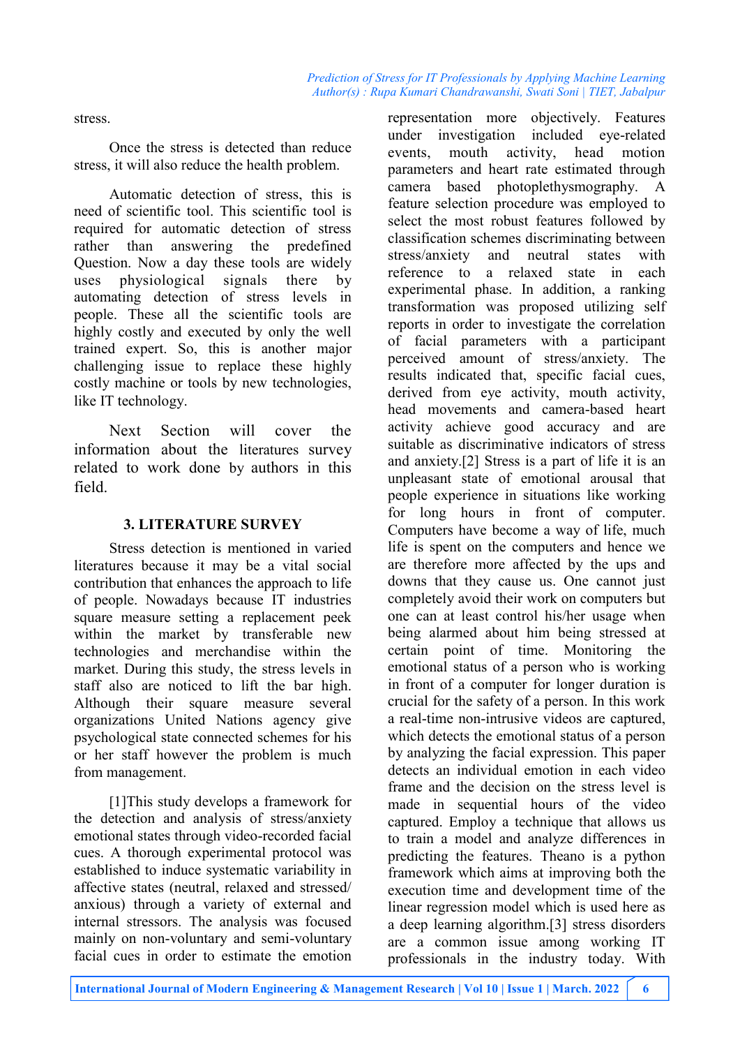stress.

Once the stress is detected than reduce stress, it will also reduce the health problem.

Automatic detection of stress, this is need of scientific tool. This scientific tool is required for automatic detection of stress rather than answering the predefined Question. Now a day these tools are widely uses physiological signals there by automating detection of stress levels in people. These all the scientific tools are highly costly and executed by only the well trained expert. So, this is another major challenging issue to replace these highly costly machine or tools by new technologies, like IT technology.

Next Section will cover the information about the literatures survey related to work done by authors in this field.

## 3. LITERATURE SURVEY

Stress detection is mentioned in varied literatures because it may be a vital social contribution that enhances the approach to life of people. Nowadays because IT industries square measure setting a replacement peek within the market by transferable new technologies and merchandise within the market. During this study, the stress levels in staff also are noticed to lift the bar high. Although their square measure several organizations United Nations agency give psychological state connected schemes for his or her staff however the problem is much from management.

[1]This study develops a framework for the detection and analysis of stress/anxiety emotional states through video-recorded facial cues. A thorough experimental protocol was established to induce systematic variability in affective states (neutral, relaxed and stressed/ anxious) through a variety of external and internal stressors. The analysis was focused mainly on non-voluntary and semi-voluntary facial cues in order to estimate the emotion representation more objectively. Features under investigation included eye-related events, mouth activity, head motion parameters and heart rate estimated through camera based photoplethysmography. A feature selection procedure was employed to select the most robust features followed by classification schemes discriminating between stress/anxiety and neutral states with reference to a relaxed state in each experimental phase. In addition, a ranking transformation was proposed utilizing self reports in order to investigate the correlation of facial parameters with a participant perceived amount of stress/anxiety. The results indicated that, specific facial cues, derived from eye activity, mouth activity, head movements and camera-based heart activity achieve good accuracy and are suitable as discriminative indicators of stress and anxiety.[2] Stress is a part of life it is an unpleasant state of emotional arousal that people experience in situations like working for long hours in front of computer. Computers have become a way of life, much life is spent on the computers and hence we are therefore more affected by the ups and downs that they cause us. One cannot just completely avoid their work on computers but one can at least control his/her usage when being alarmed about him being stressed at certain point of time. Monitoring the emotional status of a person who is working in front of a computer for longer duration is crucial for the safety of a person. In this work a real-time non-intrusive videos are captured, which detects the emotional status of a person by analyzing the facial expression. This paper detects an individual emotion in each video frame and the decision on the stress level is made in sequential hours of the video captured. Employ a technique that allows us to train a model and analyze differences in predicting the features. Theano is a python framework which aims at improving both the execution time and development time of the linear regression model which is used here as a deep learning algorithm.[3] stress disorders are a common issue among working IT professionals in the industry today. With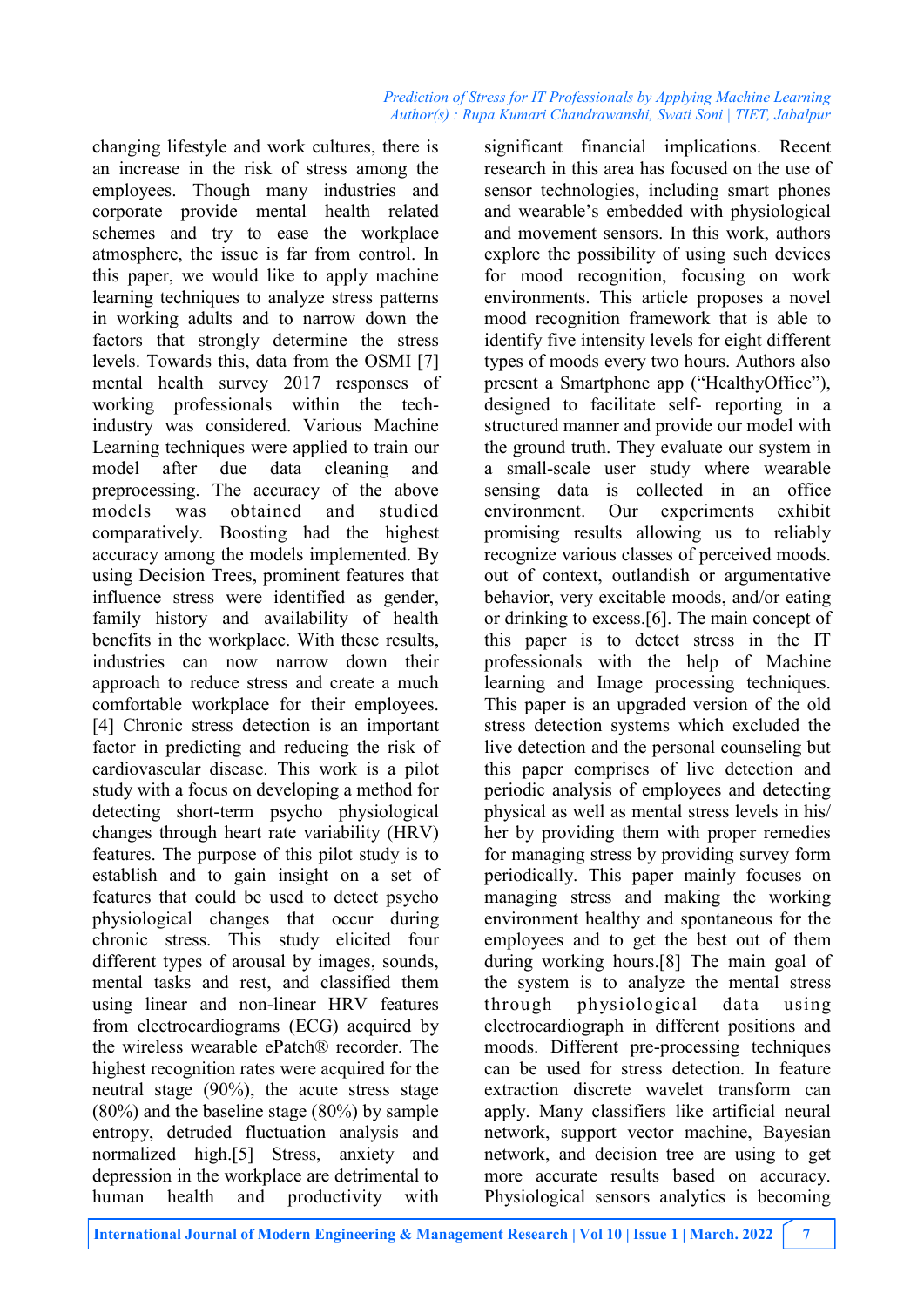changing lifestyle and work cultures, there is an increase in the risk of stress among the employees. Though many industries and corporate provide mental health related schemes and try to ease the workplace atmosphere, the issue is far from control. In this paper, we would like to apply machine learning techniques to analyze stress patterns in working adults and to narrow down the factors that strongly determine the stress levels. Towards this, data from the OSMI [7] mental health survey 2017 responses of working professionals within the tech-industry was considered. Various Machine Learning techniques were applied to train our model after due data cleaning and preprocessing. The accuracy of the above models was obtained and studied comparatively. Boosting had the highest accuracy among the models implemented. By using Decision Trees, prominent features that influence stress were identified as gender, family history and availability of health benefits in the workplace. With these results, industries can now narrow down their approach to reduce stress and create a much comfortable workplace for their employees. [4] Chronic stress detection is an important factor in predicting and reducing the risk of cardiovascular disease. This work is a pilot study with a focus on developing a method for detecting short-term psycho physiological changes through heart rate variability (HRV) features. The purpose of this pilot study is to establish and to gain insight on a set of features that could be used to detect psycho physiological changes that occur during chronic stress. This study elicited four different types of arousal by images, sounds, mental tasks and rest, and classified them using linear and non-linear HRV features from electrocardiograms (ECG) acquired by the wireless wearable ePatch® recorder. The highest recognition rates were acquired for the neutral stage (90%), the acute stress stage (80%) and the baseline stage (80%) by sample entropy, detruded fluctuation analysis and normalized high.[5] Stress, anxiety and depression in the workplace are detrimental to human health and productivity with significant financial implications. Recent research in this area has focused on the use of sensor technologies, including smart phones and wearable's embedded with physiological and movement sensors. In this work, authors explore the possibility of using such devices for mood recognition, focusing on work environments. This article proposes a novel mood recognition framework that is able to identify five intensity levels for eight different types of moods every two hours. Authors also present a Smartphone app ("HealthyOffice"), designed to facilitate self- reporting in a structured manner and provide our model with the ground truth. They evaluate our system in a small-scale user study where wearable sensing data is collected in an office environment. Our experiments exhibit promising results allowing us to reliably recognize various classes of perceived moods. out of context, outlandish or argumentative behavior, very excitable moods, and/or eating or drinking to excess.[6] The main concept of this paper is to detect stress in the IT professionals with the help of Machine learning and Image processing techniques. This paper is an upgraded version of the old stress detection systems which excluded the live detection and the personal counseling but this paper comprises of live detection and periodic analysis of employees and detecting physical as well as mental stress levels in his/ her by providing them with proper remedies for managing stress by providing survey form periodically. This paper mainly focuses on managing stress and making the working environment healthy and spontaneous for the employees and to get the best out of them during working hours.[8] The main goal of the system is to analyze the mental stress through physiological data using electrocardiograph in different positions and moods. Different pre-processing techniques can be used for stress detection. In feature extraction discrete wavelet transform can apply. Many classifiers like artificial neural network, support vector machine, Bayesian network, and decision tree are using to get more accurate results based on accuracy. Physiological sensors analytics is becoming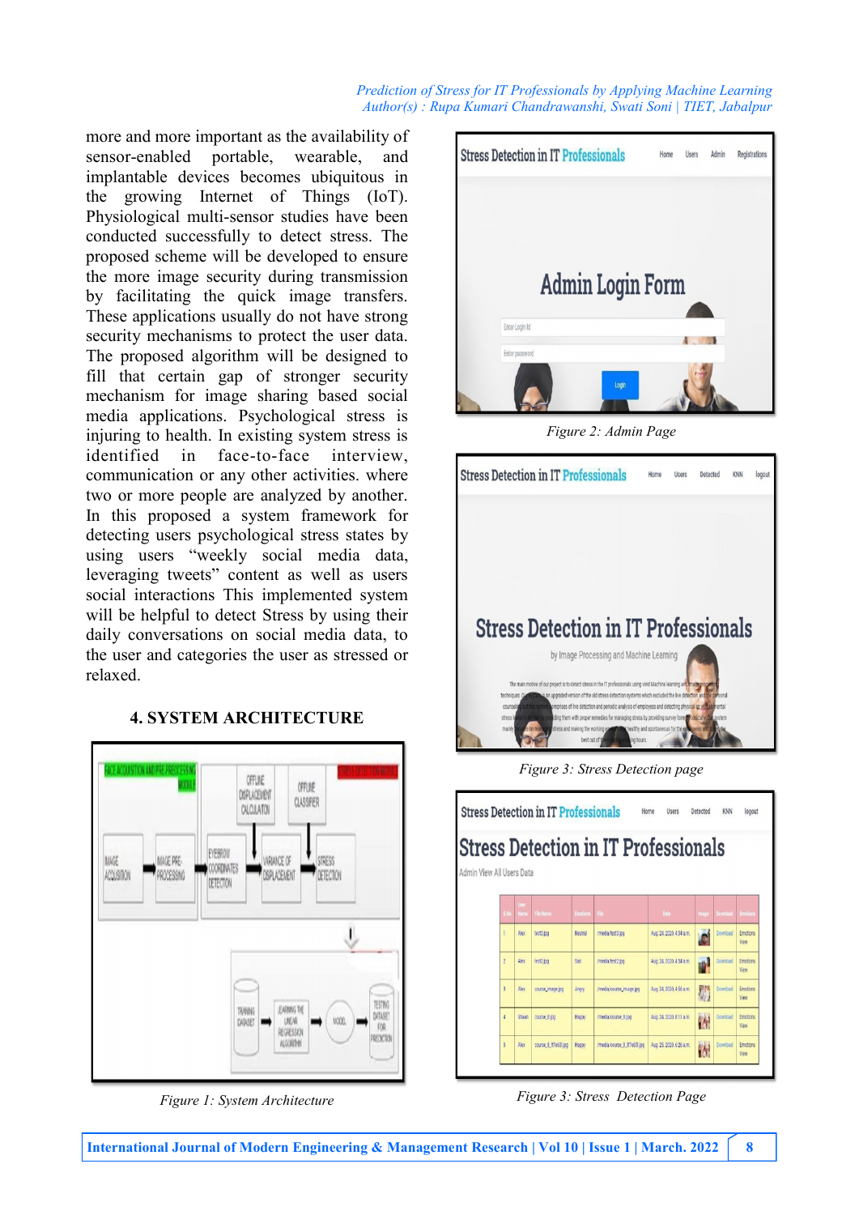more and more important as the availability of sensor-enabled portable, wearable, and implantable devices becomes ubiquitous in the growing Internet of Things (IoT). Physiological multi-sensor studies have been conducted successfully to detect stress. The proposed scheme will be developed to ensure the more image security during transmission by facilitating the quick image transfers. These applications usually do not have strong security mechanisms to protect the user data. The proposed algorithm will be designed to fill that certain gap of stronger security mechanism for image sharing based social media applications. Psychological stress is injuring to health. In existing system stress is identified in face-to-face interview, communication or any other activities. where two or more people are analyzed by another. In this proposed a system framework for detecting users psychological stress states by using users "weekly social media data, leveraging tweets" content as well as users social interactions This implemented system will be helpful to detect Stress by using their daily conversations on social media data, to the user and categories the user as stressed or relaxed.

## 4. SYSTEM ARCHITECTURE

*Figure 1: System Architecture*

*Figure 2: Admin Page*

*Figure 3: Stress Detection page*

*Figure 3: Stress Detection Page*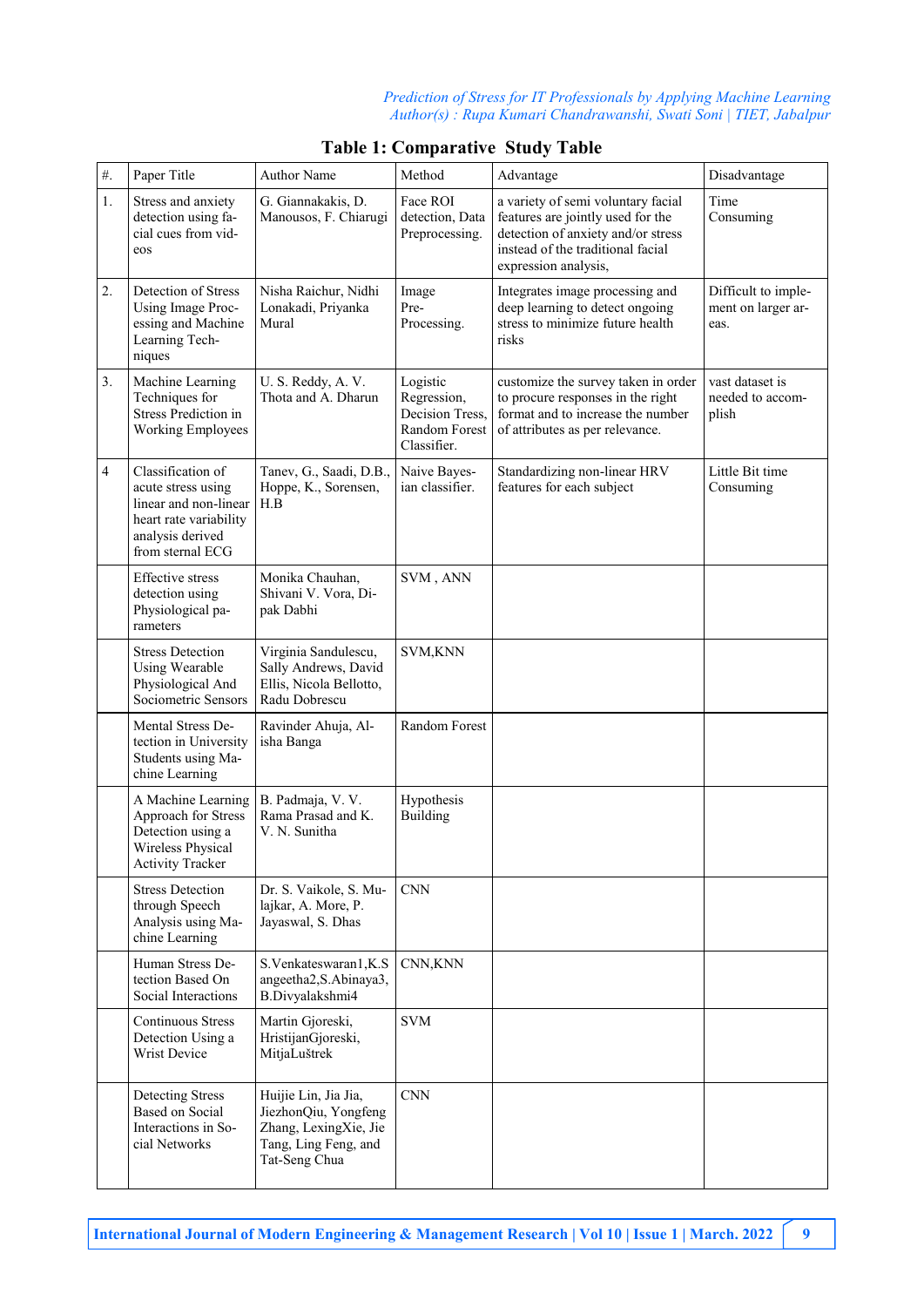**Table 1: Comparative Study Table**

| #. | Paper Title | Author Name | Method | Advantage | Disadvantage |
|---|---|---|---|---|---|
| 1. | Stress and anxiety detection using facial cues from videos | G. Giannakakis, D. Manousos, F. Chiarugi | Face ROI detection, Data Preprocessing. | a variety of semi voluntary facial features are jointly used for the detection of anxiety and/or stress instead of the traditional facial expression analysis, | Time Consuming |
| 2. | Detection of Stress Using Image Processing and Machine Learning Techniques | Nisha Raichur, Nidhi Lonakadi, Priyanka Mural | Image Pre-Processing. | Integrates image processing and deep learning to detect ongoing stress to minimize future health risks | Difficult to implement on larger areas. |
| 3. | Machine Learning Techniques for Stress Prediction in Working Employees | U. S. Reddy, A. V. Thota and A. Dharun | Logistic Regression, Decision Tress, Random Forest Classifier. | customize the survey taken in order to procure responses in the right format and to increase the number of attributes as per relevance. | vast dataset is needed to accomplish |
| 4 | Classification of acute stress using linear and non-linear heart rate variability analysis derived from sternal ECG | Tanev, G., Saadi, D.B., Hoppe, K., Sorensen, H.B | Naive Bayesian classifier. | Standardizing non-linear HRV features for each subject | Little Bit time Consuming |
| | Effective stress detection using Physiological parameters | Monika Chauhan, Shivani V. Vora, Dipak Dabhi | SVM , ANN | | |
| | Stress Detection Using Wearable Physiological And Sociometric Sensors | Virginia Sandulescu, Sally Andrews, David Ellis, Nicola Bellotto, Radu Dobrescu | SVM,KNN | | |
| | Mental Stress Detection in University Students using Machine Learning | Ravinder Ahuja, Alisha Banga | Random Forest | | |
| | A Machine Learning Approach for Stress Detection using a Wireless Physical Activity Tracker | B. Padmaja, V. V. Rama Prasad and K. V. N. Sunitha | Hypothesis Building | | |
| | Stress Detection through Speech Analysis using Machine Learning | Dr. S. Vaikole, S. Mulajkar, A. More, P. Jayaswal, S. Dhas | CNN | | |
| | Human Stress Detection Based On Social Interactions | S.Venkateswaran1,K.Sangeetha2,S.Abinaya3, B.Divyalakshmi4 | CNN,KNN | | |
| | Continuous Stress Detection Using a Wrist Device | Martin Gjoreski, HristijanGjoreski, MitjaLuštrek | SVM | | |
| | Detecting Stress Based on Social Interactions in Social Networks | Huijie Lin, Jia Jia, JiezhonQiu, Yongfeng Zhang, LexingXie, Jie Tang, Ling Feng, and Tat-Seng Chua | CNN | | |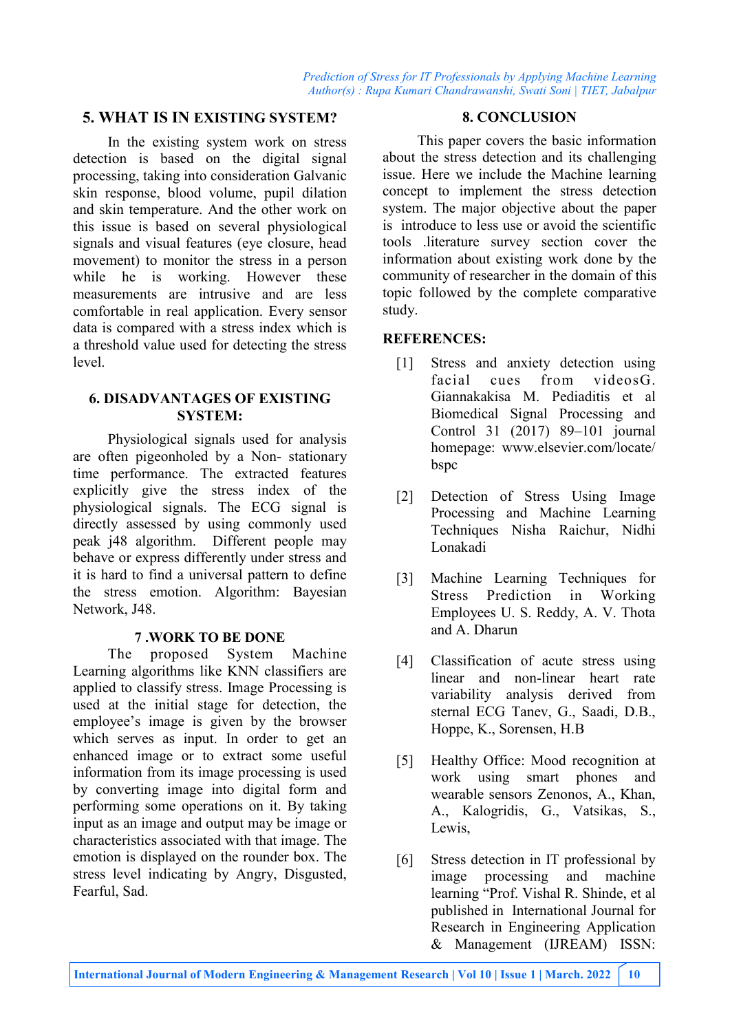## 5. WHAT IS IN EXISTING SYSTEM?

In the existing system work on stress detection is based on the digital signal processing, taking into consideration Galvanic skin response, blood volume, pupil dilation and skin temperature. And the other work on this issue is based on several physiological signals and visual features (eye closure, head movement) to monitor the stress in a person while he is working. However these measurements are intrusive and are less comfortable in real application. Every sensor data is compared with a stress index which is a threshold value used for detecting the stress level.

## 6. DISADVANTAGES OF EXISTING SYSTEM:

Physiological signals used for analysis are often pigeonholed by a Non- stationary time performance. The extracted features explicitly give the stress index of the physiological signals. The ECG signal is directly assessed by using commonly used peak j48 algorithm. Different people may behave or express differently under stress and it is hard to find a universal pattern to define the stress emotion. Algorithm: Bayesian Network, J48.

## 7 .WORK TO BE DONE

The proposed System Machine Learning algorithms like KNN classifiers are applied to classify stress. Image Processing is used at the initial stage for detection, the employee's image is given by the browser which serves as input. In order to get an enhanced image or to extract some useful information from its image processing is used by converting image into digital form and performing some operations on it. By taking input as an image and output may be image or characteristics associated with that image. The emotion is displayed on the rounder box. The stress level indicating by Angry, Disgusted, Fearful, Sad.

## 8. CONCLUSION

This paper covers the basic information about the stress detection and its challenging issue. Here we include the Machine learning concept to implement the stress detection system. The major objective about the paper is introduce to less use or avoid the scientific tools .literature survey section cover the information about existing work done by the community of researcher in the domain of this topic followed by the complete comparative study.

## REFERENCES:

[1] Stress and anxiety detection using facial cues from videosG. Giannakakisa M. Pediaditis et al Biomedical Signal Processing and Control 31 (2017) 89–101 journal homepage: www.elsevier.com/locate/bspc

[2] Detection of Stress Using Image Processing and Machine Learning Techniques Nisha Raichur, Nidhi Lonakadi

[3] Machine Learning Techniques for Stress Prediction in Working Employees U. S. Reddy, A. V. Thota and A. Dharun

[4] Classification of acute stress using linear and non-linear heart rate variability analysis derived from sternal ECG Tanev, G., Saadi, D.B., Hoppe, K., Sorensen, H.B

[5] Healthy Office: Mood recognition at work using smart phones and wearable sensors Zenonos, A., Khan, A., Kalogridis, G., Vatsikas, S., Lewis,

[6] Stress detection in IT professional by image processing and machine learning "Prof. Vishal R. Shinde, et al published in International Journal for Research in Engineering Application & Management (IJREAM) ISSN: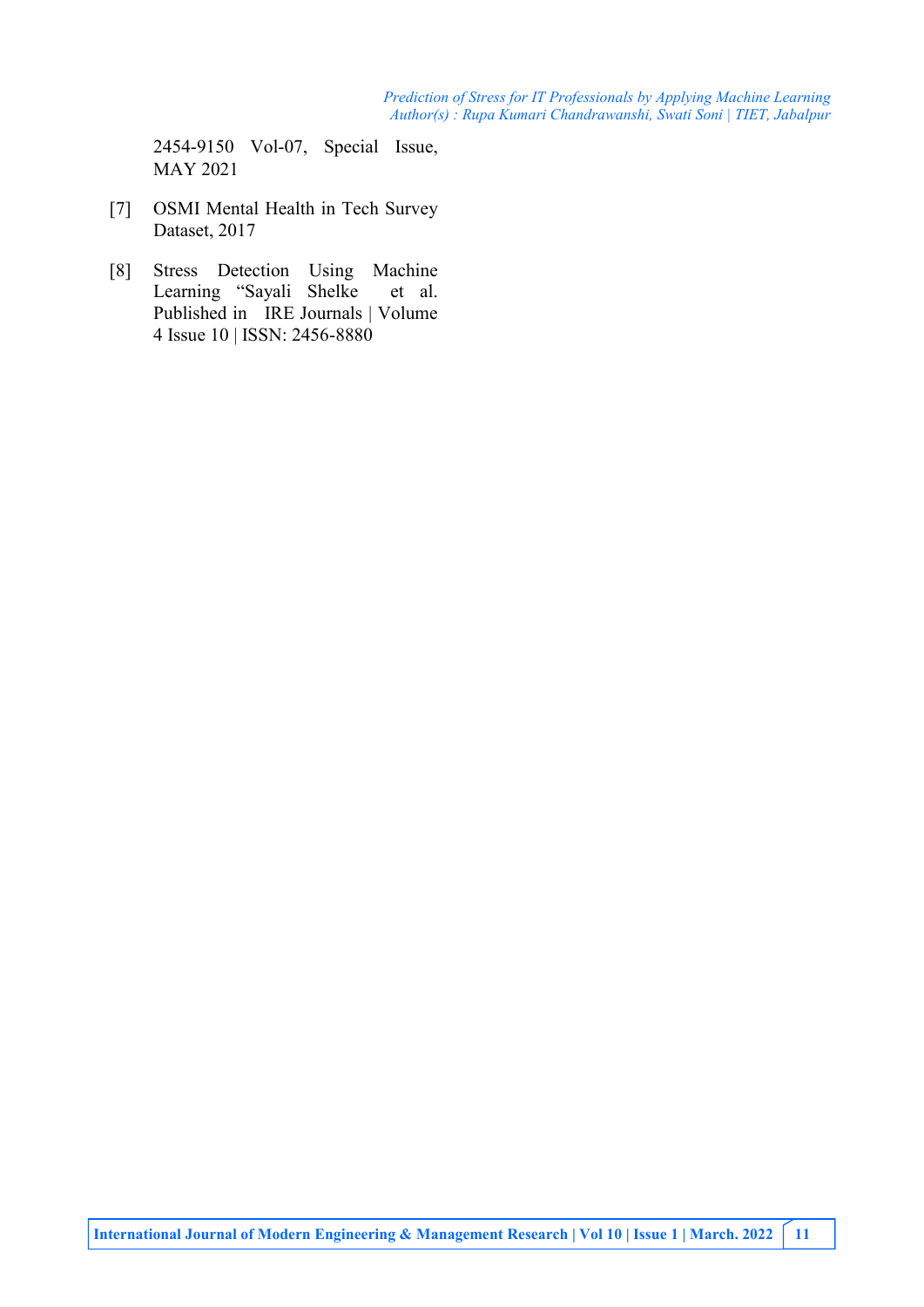2454-9150 Vol-07, Special Issue, MAY 2021

[7] OSMI Mental Health in Tech Survey Dataset, 2017

[8] Stress Detection Using Machine Learning "Sayali Shelke et al. Published in IRE Journals | Volume 4 Issue 10 | ISSN: 2456-8880